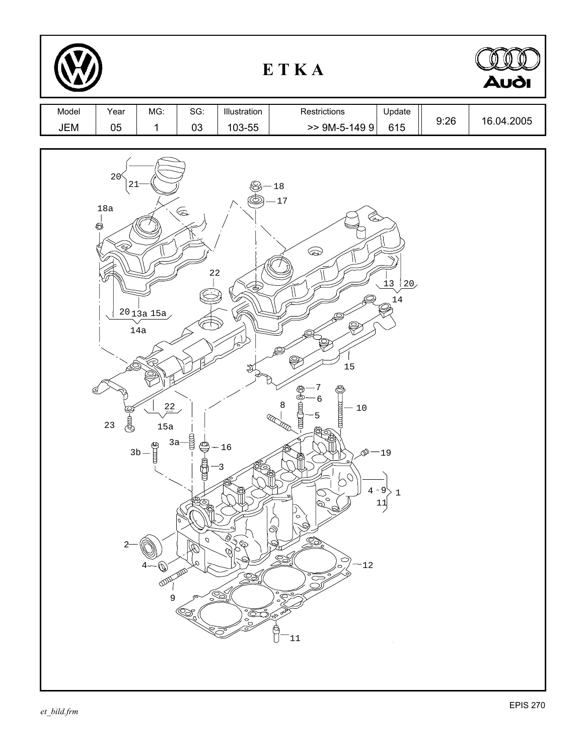# E T K A

| Model | Year | MG: | SG: | Illustration | Restrictions | Update | | |
|---|---|---|---|---|---|---|---|---|
| JEM | 05 | 1 | 03 | 103-55 | >> 9M-5-149 9 | 615 | 9:26 | 16.04.2005 |

20 21 18 17 18a 22 13 20 14 20 13a 15a 14a 15 7 6 8 10 5 22 15a 23 3a 16 3b 19 3 4 - 9 1 11 2 4 12 9 11

et_bild.frm

EPIS 270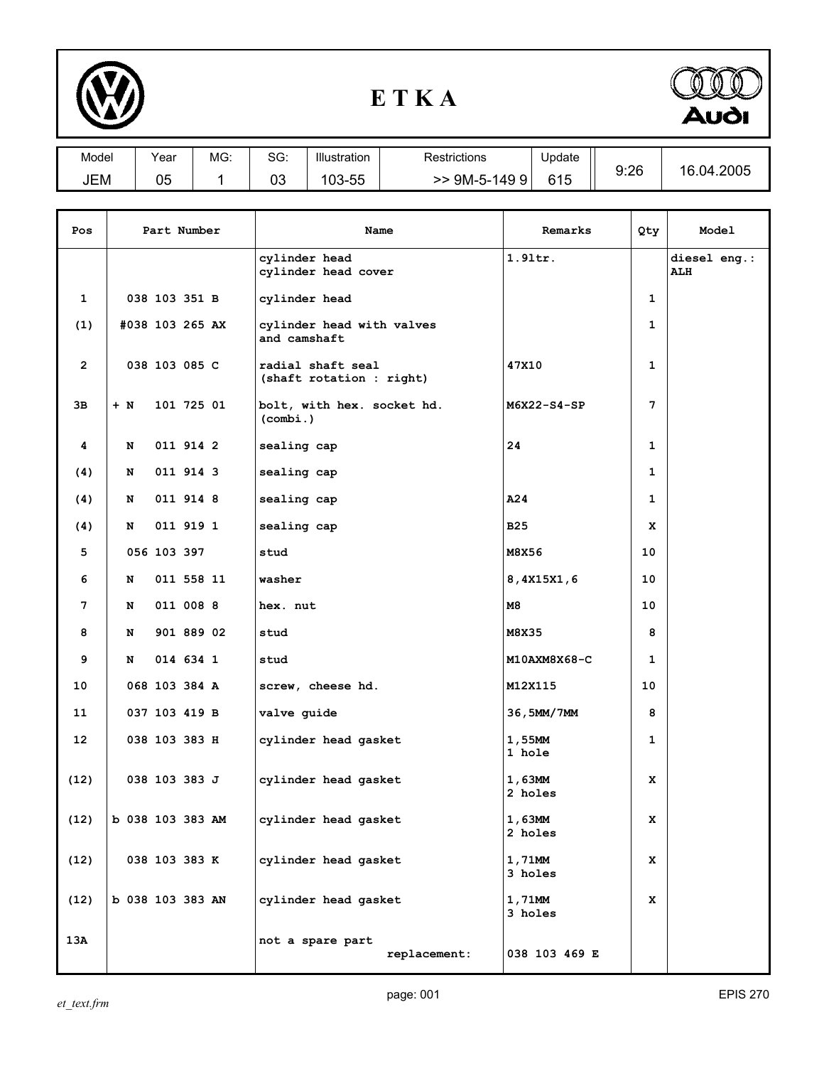# E T K A

| Model | Year | MG: | SG: | Illustration | Restrictions | Update | | |
|---|---|---|---|---|---|---|---|---|
| JEM | 05 | 1 | 03 | 103-55 | >> 9M-5-149 9 | 615 | 9:26 | 16.04.2005 |

| Pos | Part Number | Name | Remarks | Qty | Model |
|---|---|---|---|---|---|
| | | cylinder head<br>cylinder head cover | 1.9ltr. | | diesel eng.:<br>ALH |
| 1 | 038 103 351 B | cylinder head | | 1 | |
| (1) | #038 103 265 AX | cylinder head with valves and camshaft | | 1 | |
| 2 | 038 103 085 C | radial shaft seal<br>(shaft rotation : right) | 47X10 | 1 | |
| 3B | + N 101 725 01 | bolt, with hex. socket hd. (combi.) | M6X22-S4-SP | 7 | |
| 4 | N 011 914 2 | sealing cap | 24 | 1 | |
| (4) | N 011 914 3 | sealing cap | | 1 | |
| (4) | N 011 914 8 | sealing cap | A24 | 1 | |
| (4) | N 011 919 1 | sealing cap | B25 | X | |
| 5 | 056 103 397 | stud | M8X56 | 10 | |
| 6 | N 011 558 11 | washer | 8,4X15X1,6 | 10 | |
| 7 | N 011 008 8 | hex. nut | M8 | 10 | |
| 8 | N 901 889 02 | stud | M8X35 | 8 | |
| 9 | N 014 634 1 | stud | M10AXM8X68-C | 1 | |
| 10 | 068 103 384 A | screw, cheese hd. | M12X115 | 10 | |
| 11 | 037 103 419 B | valve guide | 36,5MM/7MM | 8 | |
| 12 | 038 103 383 H | cylinder head gasket | 1,55MM<br>1 hole | 1 | |
| (12) | 038 103 383 J | cylinder head gasket | 1,63MM<br>2 holes | X | |
| (12) | b 038 103 383 AM | cylinder head gasket | 1,63MM<br>2 holes | X | |
| (12) | 038 103 383 K | cylinder head gasket | 1,71MM<br>3 holes | X | |
| (12) | b 038 103 383 AN | cylinder head gasket | 1,71MM<br>3 holes | X | |
| 13A | | not a spare part<br>replacement: | 038 103 469 E | | |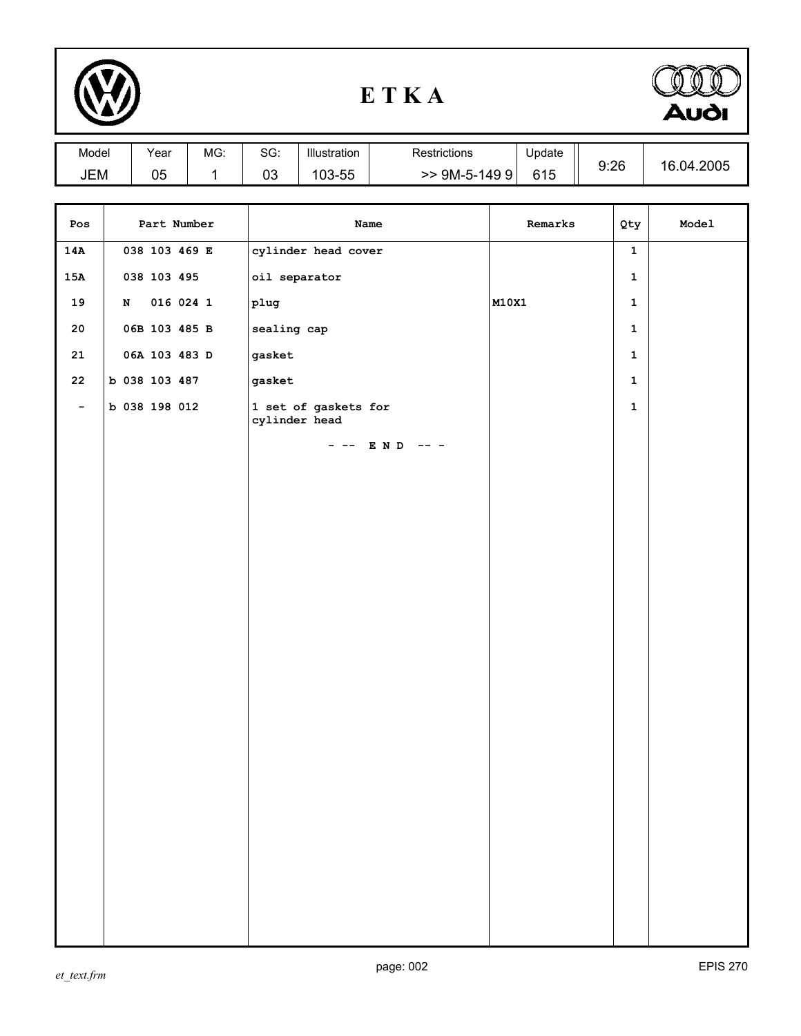# ETKA

| Model | Year | MG: | SG: | Illustration | Restrictions | Update | | |
|---|---|---|---|---|---|---|---|---|
| JEM | 05 | 1 | 03 | 103-55 | >> 9M-5-149 9 | 615 | 9:26 | 16.04.2005 |

| Pos | Part Number | Name | Remarks | Qty | Model |
|---|---|---|---|---|---|
| 14A | 038 103 469 E | cylinder head cover | | 1 | |
| 15A | 038 103 495 | oil separator | | 1 | |
| 19 | N 016 024 1 | plug | M10X1 | 1 | |
| 20 | 06B 103 485 B | sealing cap | | 1 | |
| 21 | 06A 103 483 D | gasket | | 1 | |
| 22 | b 038 103 487 | gasket | | 1 | |
| - | b 038 198 012 | 1 set of gaskets for cylinder head | | 1 | |
| | | - -- E N D -- - | | | |

et_text.frm

EPIS 270